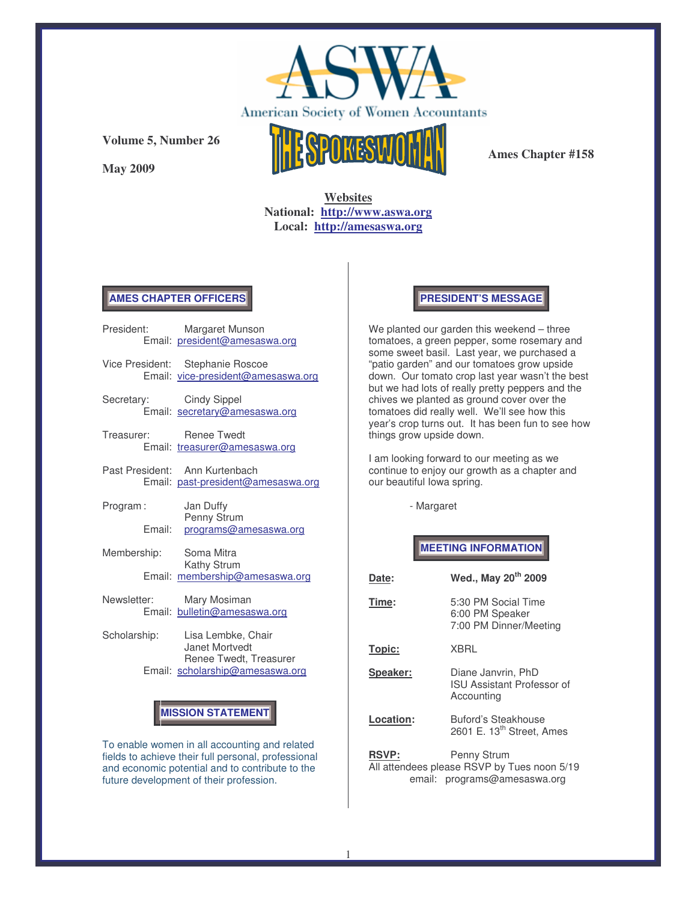# ASWA

American Society of Women Accountants

**Volume 5, Number 26**

**May 2009**

# THE SPOKESWOMAN

**Ames Chapter #158**

**Websites**
**National: http://www.aswa.org**
**Local: http://amesaswa.org**

## AMES CHAPTER OFFICERS

President: Margaret Munson
Email: president@amesaswa.org

Vice President: Stephanie Roscoe
Email: vice-president@amesaswa.org

Secretary: Cindy Sippel
Email: secretary@amesaswa.org

Treasurer: Renee Twedt
Email: treasurer@amesaswa.org

Past President: Ann Kurtenbach
Email: past-president@amesaswa.org

Program: Jan Duffy
Penny Strum
Email: programs@amesaswa.org

Membership: Soma Mitra
Kathy Strum
Email: membership@amesaswa.org

Newsletter: Mary Mosiman
Email: bulletin@amesaswa.org

Scholarship: Lisa Lembke, Chair
Janet Mortvedt
Renee Twedt, Treasurer
Email: scholarship@amesaswa.org

## MISSION STATEMENT

To enable women in all accounting and related fields to achieve their full personal, professional and economic potential and to contribute to the future development of their profession.

## PRESIDENT'S MESSAGE

We planted our garden this weekend – three tomatoes, a green pepper, some rosemary and some sweet basil. Last year, we purchased a "patio garden" and our tomatoes grow upside down. Our tomato crop last year wasn't the best but we had lots of really pretty peppers and the chives we planted as ground cover over the tomatoes did really well. We'll see how this year's crop turns out. It has been fun to see how things grow upside down.

I am looking forward to our meeting as we continue to enjoy our growth as a chapter and our beautiful Iowa spring.

- Margaret

## MEETING INFORMATION

**Date:** **Wed., May 20th 2009**

**Time:** 5:30 PM Social Time
6:00 PM Speaker
7:00 PM Dinner/Meeting

**Topic:** XBRL

**Speaker:** Diane Janvrin, PhD
ISU Assistant Professor of Accounting

**Location:** Buford's Steakhouse
2601 E. 13th Street, Ames

**RSVP:** Penny Strum
All attendees please RSVP by Tues noon 5/19
email: programs@amesaswa.org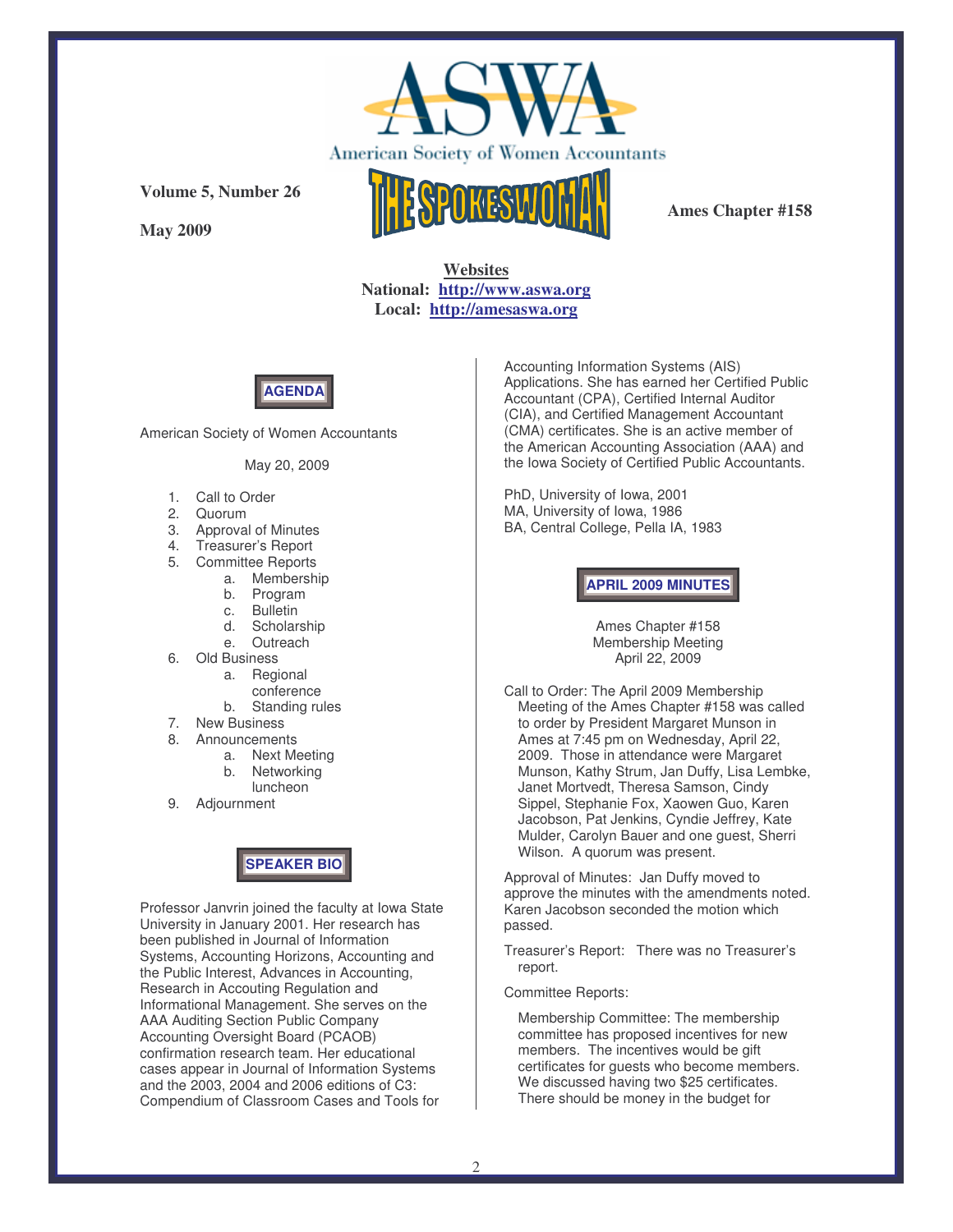# ASWA

American Society of Women Accountants

**Volume 5, Number 26**

**May 2009**

# THE SPOKESWOMAN

**Ames Chapter #158**

**Websites**
**National: http://www.aswa.org**
**Local: http://amesaswa.org**

## AGENDA

American Society of Women Accountants

May 20, 2009

1. Call to Order
2. Quorum
3. Approval of Minutes
4. Treasurer's Report
5. Committee Reports
   a. Membership
   b. Program
   c. Bulletin
   d. Scholarship
   e. Outreach
6. Old Business
   a. Regional conference
   b. Standing rules
7. New Business
8. Announcements
   a. Next Meeting
   b. Networking luncheon
9. Adjournment

## SPEAKER BIO

Professor Janvrin joined the faculty at Iowa State University in January 2001. Her research has been published in Journal of Information Systems, Accounting Horizons, Accounting and the Public Interest, Advances in Accounting, Research in Accouting Regulation and Informational Management. She serves on the AAA Auditing Section Public Company Accounting Oversight Board (PCAOB) confirmation research team. Her educational cases appear in Journal of Information Systems and the 2003, 2004 and 2006 editions of C3: Compendium of Classroom Cases and Tools for Accounting Information Systems (AIS) Applications. She has earned her Certified Public Accountant (CPA), Certified Internal Auditor (CIA), and Certified Management Accountant (CMA) certificates. She is an active member of the American Accounting Association (AAA) and the Iowa Society of Certified Public Accountants.

PhD, University of Iowa, 2001
MA, University of Iowa, 1986
BA, Central College, Pella IA, 1983

## APRIL 2009 MINUTES

Ames Chapter #158
Membership Meeting
April 22, 2009

Call to Order: The April 2009 Membership Meeting of the Ames Chapter #158 was called to order by President Margaret Munson in Ames at 7:45 pm on Wednesday, April 22, 2009. Those in attendance were Margaret Munson, Kathy Strum, Jan Duffy, Lisa Lembke, Janet Mortvedt, Theresa Samson, Cindy Sippel, Stephanie Fox, Xaowen Guo, Karen Jacobson, Pat Jenkins, Cyndie Jeffrey, Kate Mulder, Carolyn Bauer and one guest, Sherri Wilson. A quorum was present.

Approval of Minutes: Jan Duffy moved to approve the minutes with the amendments noted. Karen Jacobson seconded the motion which passed.

Treasurer's Report: There was no Treasurer's report.

Committee Reports:

Membership Committee: The membership committee has proposed incentives for new members. The incentives would be gift certificates for guests who become members. We discussed having two $25 certificates. There should be money in the budget for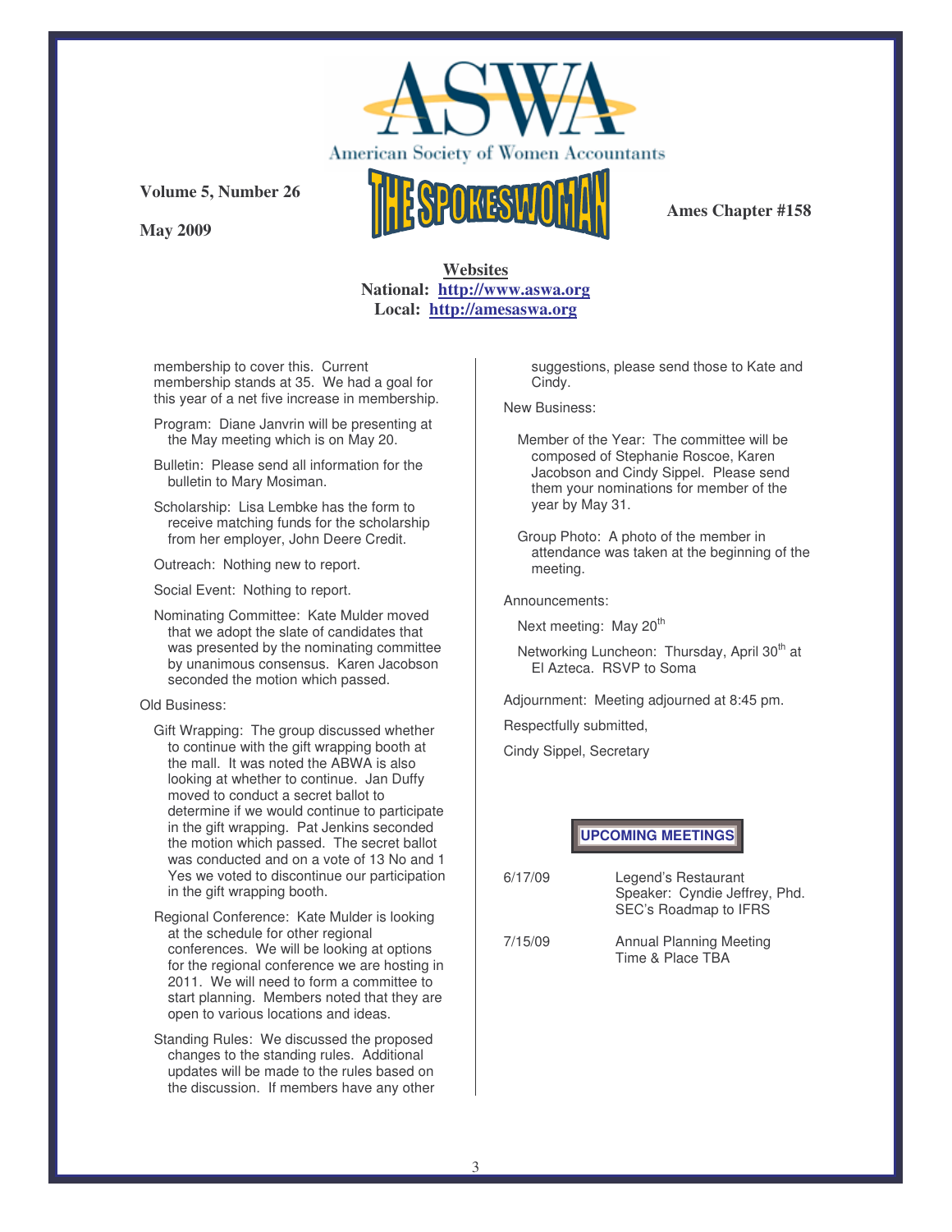American Society of Women Accountants

THE SPOKESWOMAN

Volume 5, Number 26

May 2009

Ames Chapter #158

**Websites**
**National: http://www.aswa.org**
**Local: http://amesaswa.org**

membership to cover this. Current membership stands at 35. We had a goal for this year of a net five increase in membership.

Program: Diane Janvrin will be presenting at the May meeting which is on May 20.

Bulletin: Please send all information for the bulletin to Mary Mosiman.

Scholarship: Lisa Lembke has the form to receive matching funds for the scholarship from her employer, John Deere Credit.

Outreach: Nothing new to report.

Social Event: Nothing to report.

Nominating Committee: Kate Mulder moved that we adopt the slate of candidates that was presented by the nominating committee by unanimous consensus. Karen Jacobson seconded the motion which passed.

Old Business:

Gift Wrapping: The group discussed whether to continue with the gift wrapping booth at the mall. It was noted the ABWA is also looking at whether to continue. Jan Duffy moved to conduct a secret ballot to determine if we would continue to participate in the gift wrapping. Pat Jenkins seconded the motion which passed. The secret ballot was conducted and on a vote of 13 No and 1 Yes we voted to discontinue our participation in the gift wrapping booth.

Regional Conference: Kate Mulder is looking at the schedule for other regional conferences. We will be looking at options for the regional conference we are hosting in 2011. We will need to form a committee to start planning. Members noted that they are open to various locations and ideas.

Standing Rules: We discussed the proposed changes to the standing rules. Additional updates will be made to the rules based on the discussion. If members have any other suggestions, please send those to Kate and Cindy.

New Business:

Member of the Year: The committee will be composed of Stephanie Roscoe, Karen Jacobson and Cindy Sippel. Please send them your nominations for member of the year by May 31.

Group Photo: A photo of the member in attendance was taken at the beginning of the meeting.

Announcements:

Next meeting: May 20th

Networking Luncheon: Thursday, April 30th at El Azteca. RSVP to Soma

Adjournment: Meeting adjourned at 8:45 pm.

Respectfully submitted,

Cindy Sippel, Secretary

**UPCOMING MEETINGS**

| | |
|---|---|
| 6/17/09 | Legend's Restaurant<br>Speaker: Cyndie Jeffrey, Phd.<br>SEC's Roadmap to IFRS |
| 7/15/09 | Annual Planning Meeting<br>Time & Place TBA |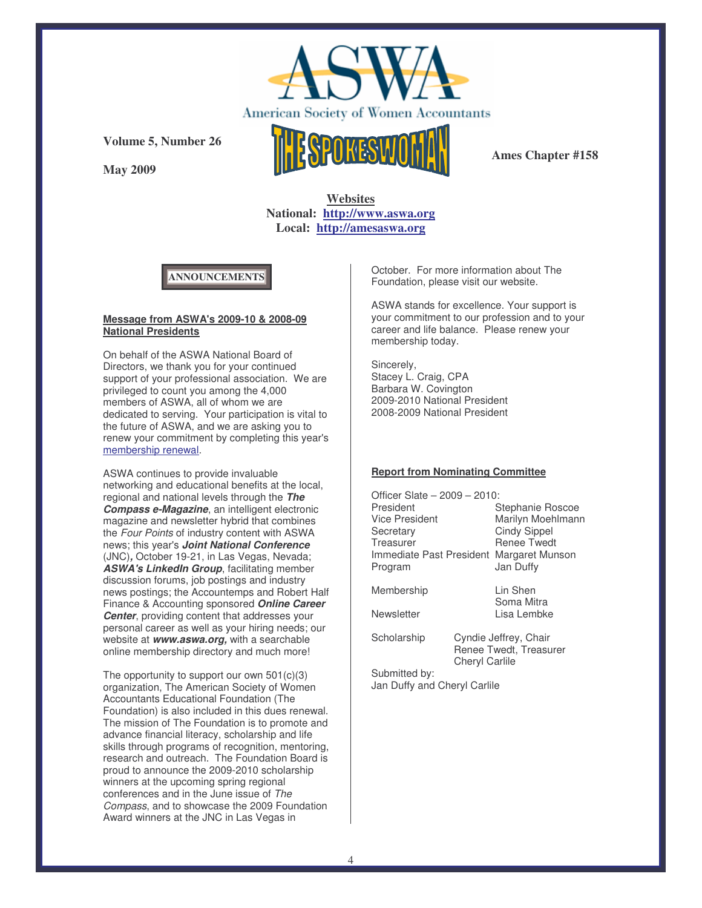# ASWA

American Society of Women Accountants

**Volume 5, Number 26**

**May 2009**

# THE SPOKESWOMAN

**Ames Chapter #158**

**Websites**
**National: http://www.aswa.org**
**Local: http://amesaswa.org**

## ANNOUNCEMENTS

**Message from ASWA's 2009-10 & 2008-09 National Presidents**

On behalf of the ASWA National Board of Directors, we thank you for your continued support of your professional association. We are privileged to count you among the 4,000 members of ASWA, all of whom we are dedicated to serving. Your participation is vital to the future of ASWA, and we are asking you to renew your commitment by completing this year's membership renewal.

ASWA continues to provide invaluable networking and educational benefits at the local, regional and national levels through the ***The Compass e-Magazine***, an intelligent electronic magazine and newsletter hybrid that combines the *Four Points* of industry content with ASWA news; this year's ***Joint National Conference*** (JNC), October 19-21, in Las Vegas, Nevada; ***ASWA's LinkedIn Group***, facilitating member discussion forums, job postings and industry news postings; the Accountemps and Robert Half Finance & Accounting sponsored ***Online Career Center***, providing content that addresses your personal career as well as your hiring needs; our website at ***www.aswa.org,*** with a searchable online membership directory and much more!

The opportunity to support our own 501(c)(3) organization, The American Society of Women Accountants Educational Foundation (The Foundation) is also included in this dues renewal. The mission of The Foundation is to promote and advance financial literacy, scholarship and life skills through programs of recognition, mentoring, research and outreach. The Foundation Board is proud to announce the 2009-2010 scholarship winners at the upcoming spring regional conferences and in the June issue of *The Compass*, and to showcase the 2009 Foundation Award winners at the JNC in Las Vegas in October. For more information about The Foundation, please visit our website.

ASWA stands for excellence. Your support is your commitment to our profession and to your career and life balance. Please renew your membership today.

Sincerely,
Stacey L. Craig, CPA
Barbara W. Covington
2009-2010 National President
2008-2009 National President

**Report from Nominating Committee**

Officer Slate – 2009 – 2010:

| | |
|---|---|
| President | Stephanie Roscoe |
| Vice President | Marilyn Moehlmann |
| Secretary | Cindy Sippel |
| Treasurer | Renee Twedt |
| Immediate Past President | Margaret Munson |
| Program | Jan Duffy |
| Membership | Lin Shen<br>Soma Mitra |
| Newsletter | Lisa Lembke |
| Scholarship | Cyndie Jeffrey, Chair<br>Renee Twedt, Treasurer<br>Cheryl Carlile |

Submitted by:
Jan Duffy and Cheryl Carlile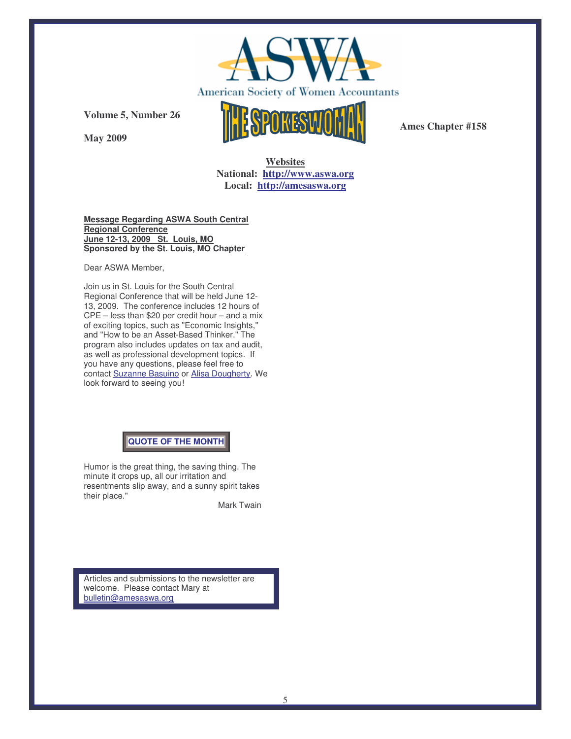ASWA

American Society of Women Accountants

**Volume 5, Number 26**

**May 2009**

# THE SPOKESWOMAN

**Ames Chapter #158**

**Websites**
**National: http://www.aswa.org**
**Local: http://amesaswa.org**

**Message Regarding ASWA South Central Regional Conference**
**June 12-13, 2009 St. Louis, MO**
**Sponsored by the St. Louis, MO Chapter**

Dear ASWA Member,

Join us in St. Louis for the South Central Regional Conference that will be held June 12-13, 2009. The conference includes 12 hours of CPE – less than $20 per credit hour – and a mix of exciting topics, such as "Economic Insights," and "How to be an Asset-Based Thinker." The program also includes updates on tax and audit, as well as professional development topics. If you have any questions, please feel free to contact Suzanne Basuino or Alisa Dougherty. We look forward to seeing you!

**QUOTE OF THE MONTH**

Humor is the great thing, the saving thing. The minute it crops up, all our irritation and resentments slip away, and a sunny spirit takes their place."

Mark Twain

Articles and submissions to the newsletter are welcome. Please contact Mary at bulletin@amesaswa.org